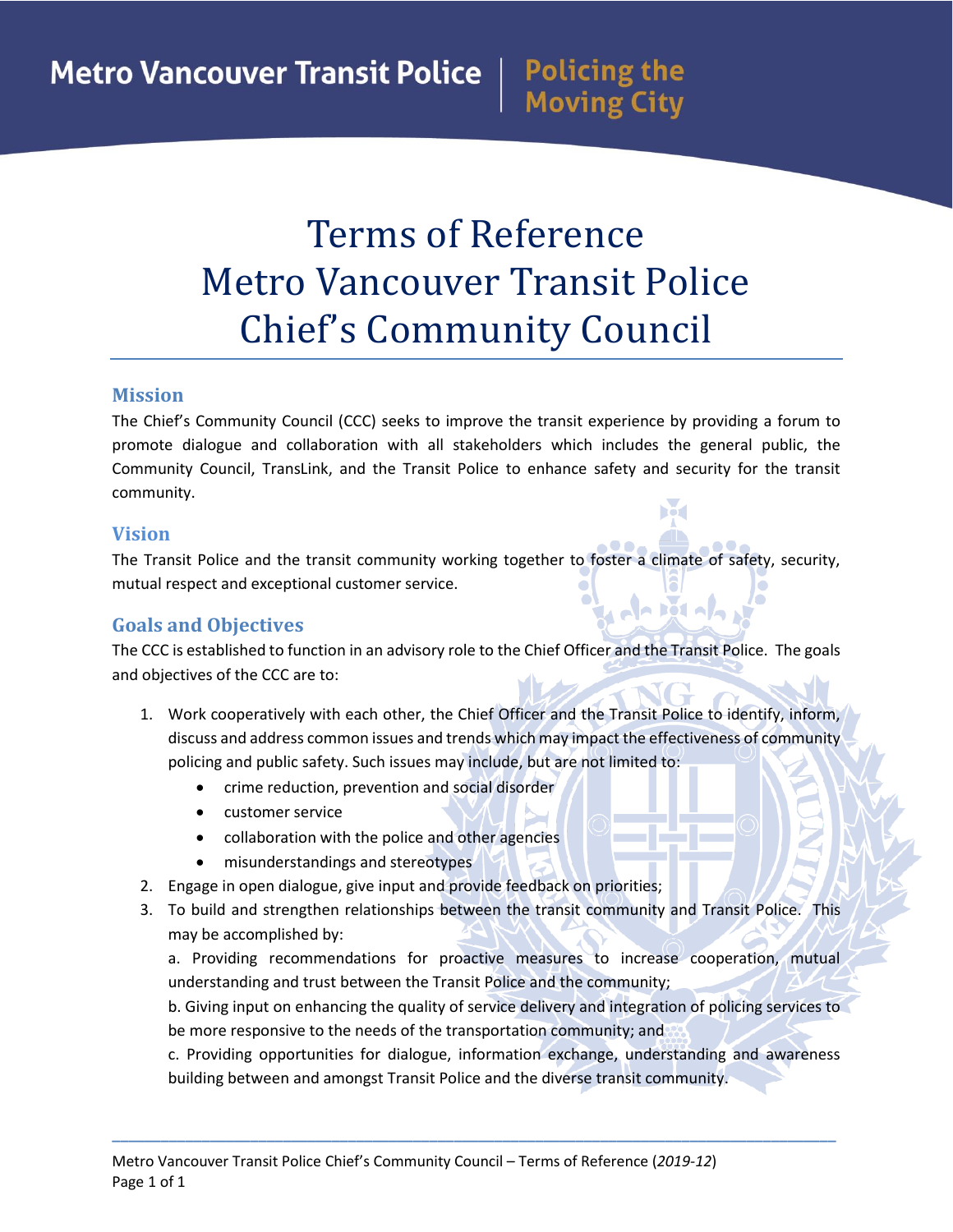# Terms of Reference Metro Vancouver Transit Police Chief's Community Council

## Mission

The Chief's Community Council (CCC) seeks to improve the transit experience by providing a forum to promote dialogue and collaboration with all stakeholders which includes the general public, the Community Council, TransLink, and the Transit Police to enhance safety and security for the transit community.

## Vision

The Transit Police and the transit community working together to foster a climate of safety, security, mutual respect and exceptional customer service.

## Goals and Objectives

The CCC is established to function in an advisory role to the Chief Officer and the Transit Police. The goals and objectives of the CCC are to:

1. Work cooperatively with each other, the Chief Officer and the Transit Police to identify, inform, discuss and address common issues and trends which may impact the effectiveness of community policing and public safety. Such issues may include, but are not limited to:
   - crime reduction, prevention and social disorder
   - customer service
   - collaboration with the police and other agencies
   - misunderstandings and stereotypes
2. Engage in open dialogue, give input and provide feedback on priorities;
3. To build and strengthen relationships between the transit community and Transit Police. This may be accomplished by:

   a. Providing recommendations for proactive measures to increase cooperation, mutual understanding and trust between the Transit Police and the community;

   b. Giving input on enhancing the quality of service delivery and integration of policing services to be more responsive to the needs of the transportation community; and

   c. Providing opportunities for dialogue, information exchange, understanding and awareness building between and amongst Transit Police and the diverse transit community.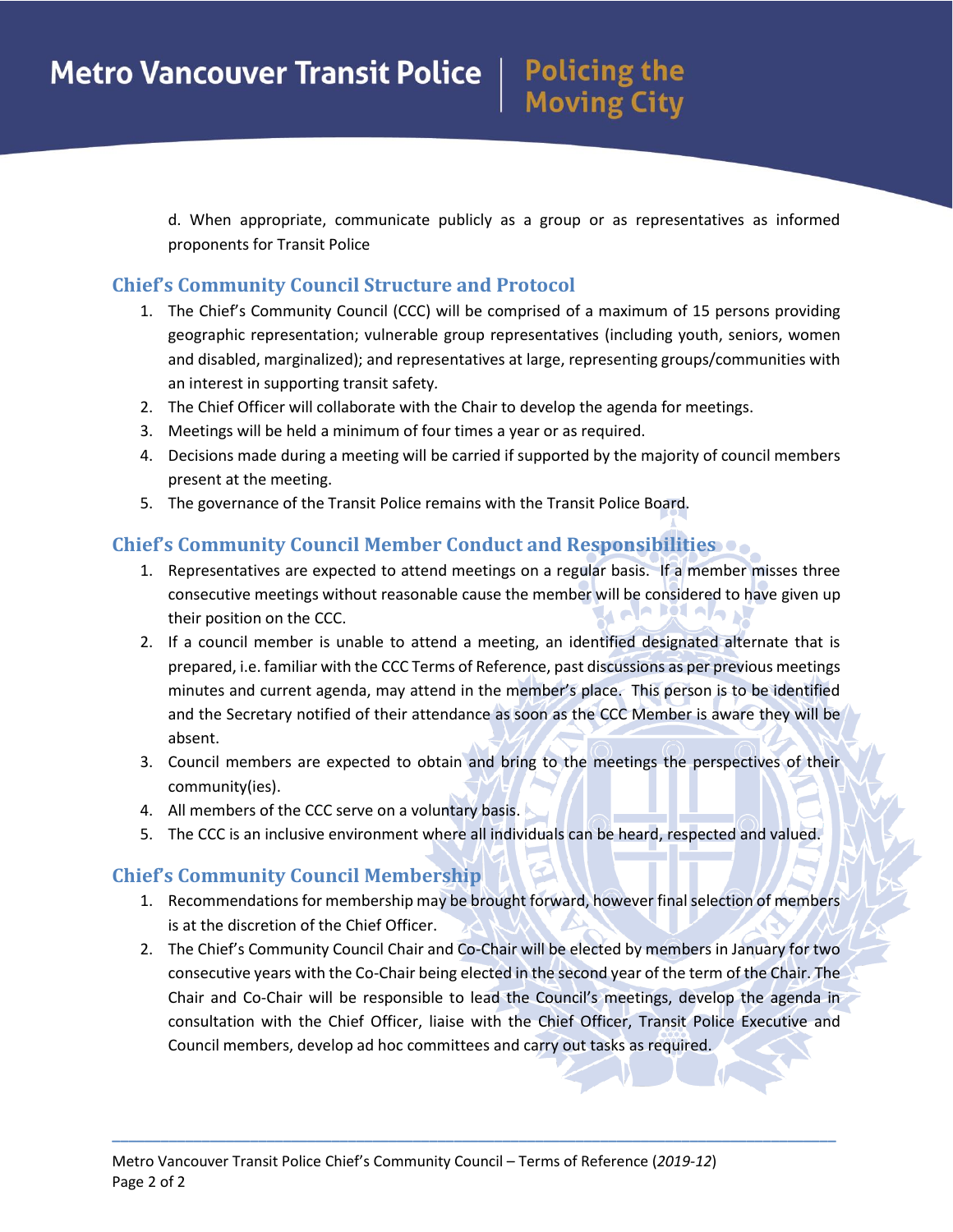d. When appropriate, communicate publicly as a group or as representatives as informed proponents for Transit Police

## Chief's Community Council Structure and Protocol

1. The Chief's Community Council (CCC) will be comprised of a maximum of 15 persons providing geographic representation; vulnerable group representatives (including youth, seniors, women and disabled, marginalized); and representatives at large, representing groups/communities with an interest in supporting transit safety.
2. The Chief Officer will collaborate with the Chair to develop the agenda for meetings.
3. Meetings will be held a minimum of four times a year or as required.
4. Decisions made during a meeting will be carried if supported by the majority of council members present at the meeting.
5. The governance of the Transit Police remains with the Transit Police Board.

## Chief's Community Council Member Conduct and Responsibilities

1. Representatives are expected to attend meetings on a regular basis. If a member misses three consecutive meetings without reasonable cause the member will be considered to have given up their position on the CCC.
2. If a council member is unable to attend a meeting, an identified designated alternate that is prepared, i.e. familiar with the CCC Terms of Reference, past discussions as per previous meetings minutes and current agenda, may attend in the member's place. This person is to be identified and the Secretary notified of their attendance as soon as the CCC Member is aware they will be absent.
3. Council members are expected to obtain and bring to the meetings the perspectives of their community(ies).
4. All members of the CCC serve on a voluntary basis.
5. The CCC is an inclusive environment where all individuals can be heard, respected and valued.

## Chief's Community Council Membership

1. Recommendations for membership may be brought forward, however final selection of members is at the discretion of the Chief Officer.
2. The Chief's Community Council Chair and Co-Chair will be elected by members in January for two consecutive years with the Co-Chair being elected in the second year of the term of the Chair. The Chair and Co-Chair will be responsible to lead the Council's meetings, develop the agenda in consultation with the Chief Officer, liaise with the Chief Officer, Transit Police Executive and Council members, develop ad hoc committees and carry out tasks as required.